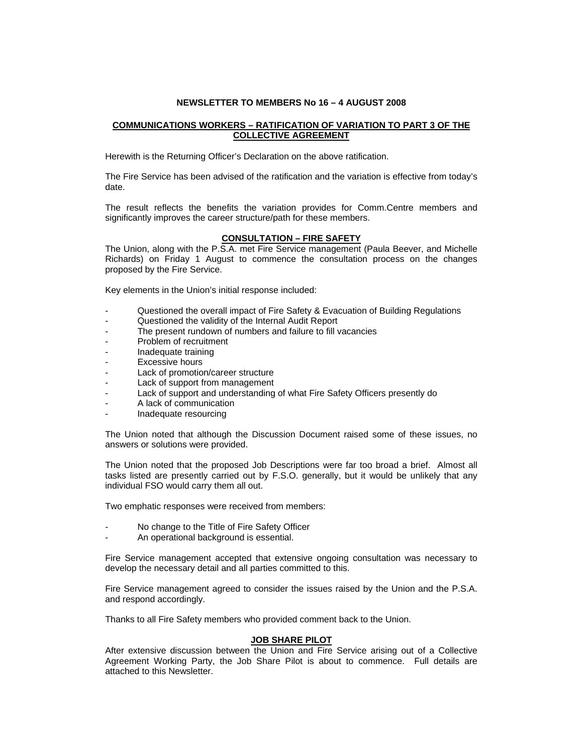# NEWSLETTER TO MEMBERS No 16 – 4 AUGUST 2008

## COMMUNICATIONS WORKERS – RATIFICATION OF VARIATION TO PART 3 OF THE COLLECTIVE AGREEMENT

Herewith is the Returning Officer's Declaration on the above ratification.

The Fire Service has been advised of the ratification and the variation is effective from today's date.

The result reflects the benefits the variation provides for Comm.Centre members and significantly improves the career structure/path for these members.

## CONSULTATION – FIRE SAFETY

The Union, along with the P.S.A. met Fire Service management (Paula Beever, and Michelle Richards) on Friday 1 August to commence the consultation process on the changes proposed by the Fire Service.

Key elements in the Union's initial response included:

- Questioned the overall impact of Fire Safety & Evacuation of Building Regulations
- Questioned the validity of the Internal Audit Report
- The present rundown of numbers and failure to fill vacancies
- Problem of recruitment
- Inadequate training
- Excessive hours
- Lack of promotion/career structure
- Lack of support from management
- Lack of support and understanding of what Fire Safety Officers presently do
- A lack of communication
- Inadequate resourcing

The Union noted that although the Discussion Document raised some of these issues, no answers or solutions were provided.

The Union noted that the proposed Job Descriptions were far too broad a brief. Almost all tasks listed are presently carried out by F.S.O. generally, but it would be unlikely that any individual FSO would carry them all out.

Two emphatic responses were received from members:

- No change to the Title of Fire Safety Officer
- An operational background is essential.

Fire Service management accepted that extensive ongoing consultation was necessary to develop the necessary detail and all parties committed to this.

Fire Service management agreed to consider the issues raised by the Union and the P.S.A. and respond accordingly.

Thanks to all Fire Safety members who provided comment back to the Union.

## JOB SHARE PILOT

After extensive discussion between the Union and Fire Service arising out of a Collective Agreement Working Party, the Job Share Pilot is about to commence. Full details are attached to this Newsletter.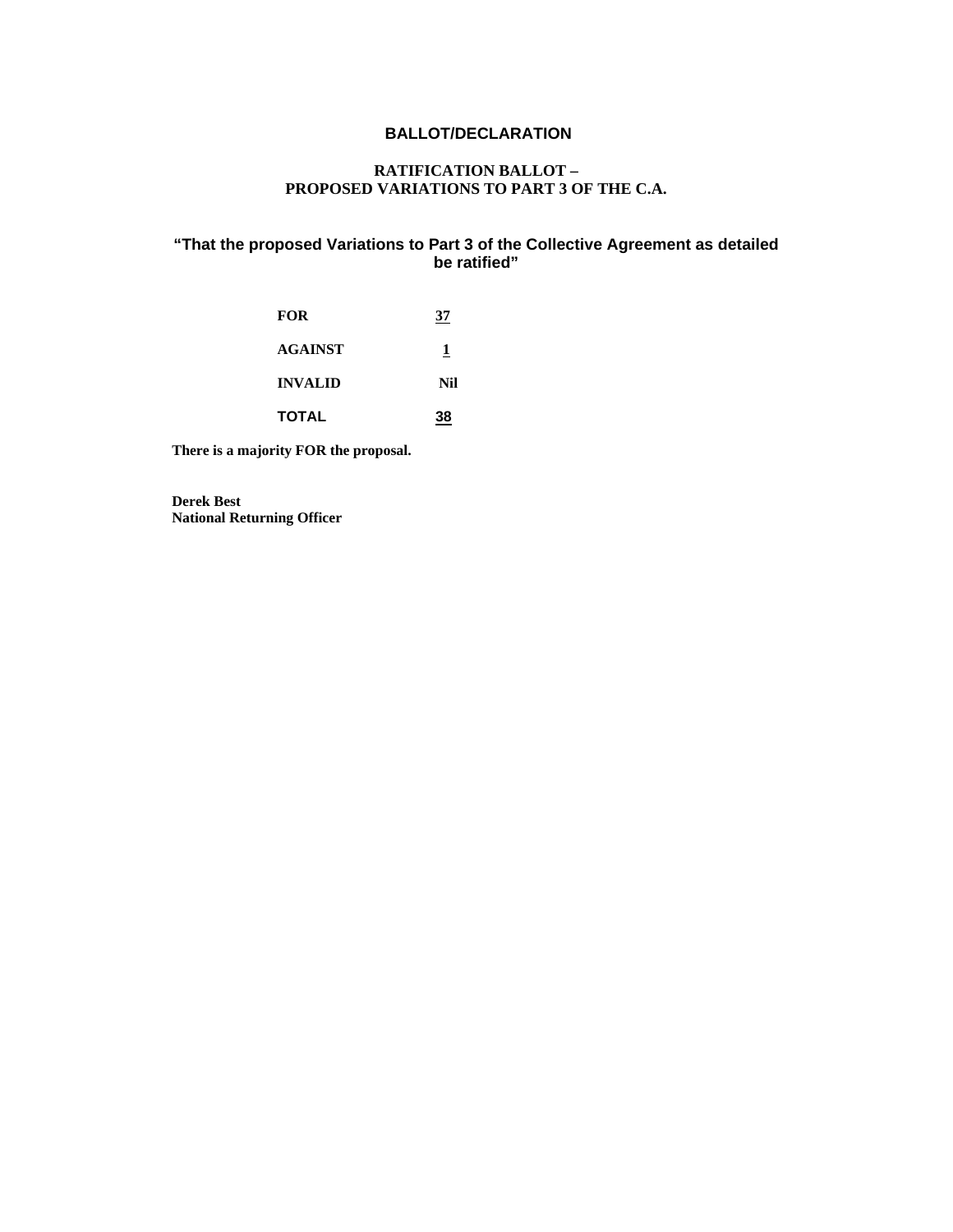## BALLOT/DECLARATION

### RATIFICATION BALLOT –
### PROPOSED VARIATIONS TO PART 3 OF THE C.A.

**"That the proposed Variations to Part 3 of the Collective Agreement as detailed be ratified"**

| | |
|---|---|
| **FOR** | **37** |
| **AGAINST** | **1** |
| **INVALID** | **Nil** |
| **TOTAL** | **38** |

**There is a majority FOR the proposal.**

**Derek Best**
**National Returning Officer**